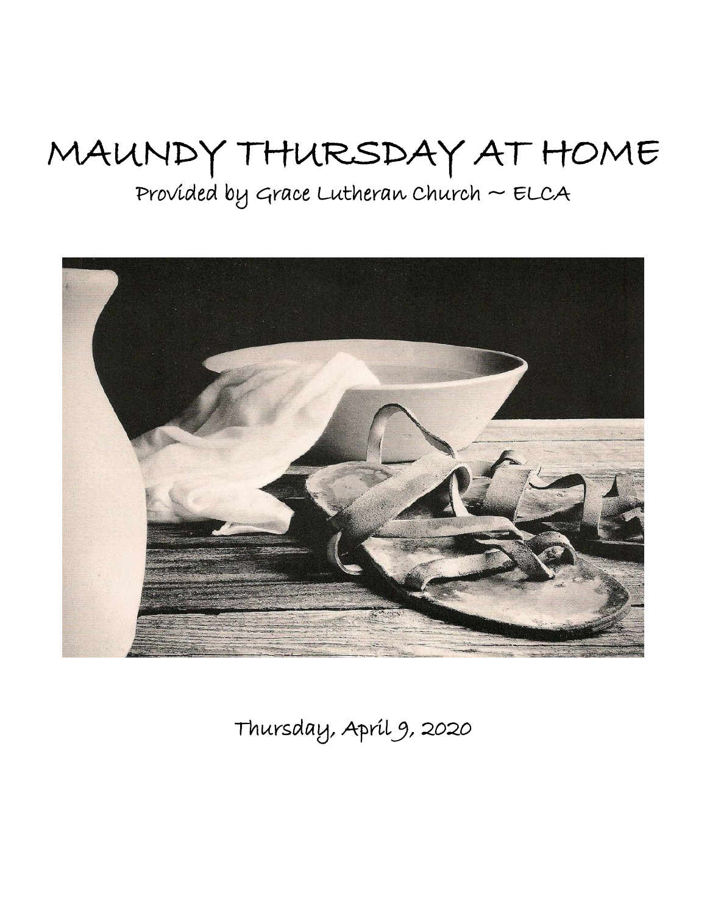# MAUNDY THURSDAY AT HOME

Provided by Grace Lutheran Church ~ ELCA

Thursday, April 9, 2020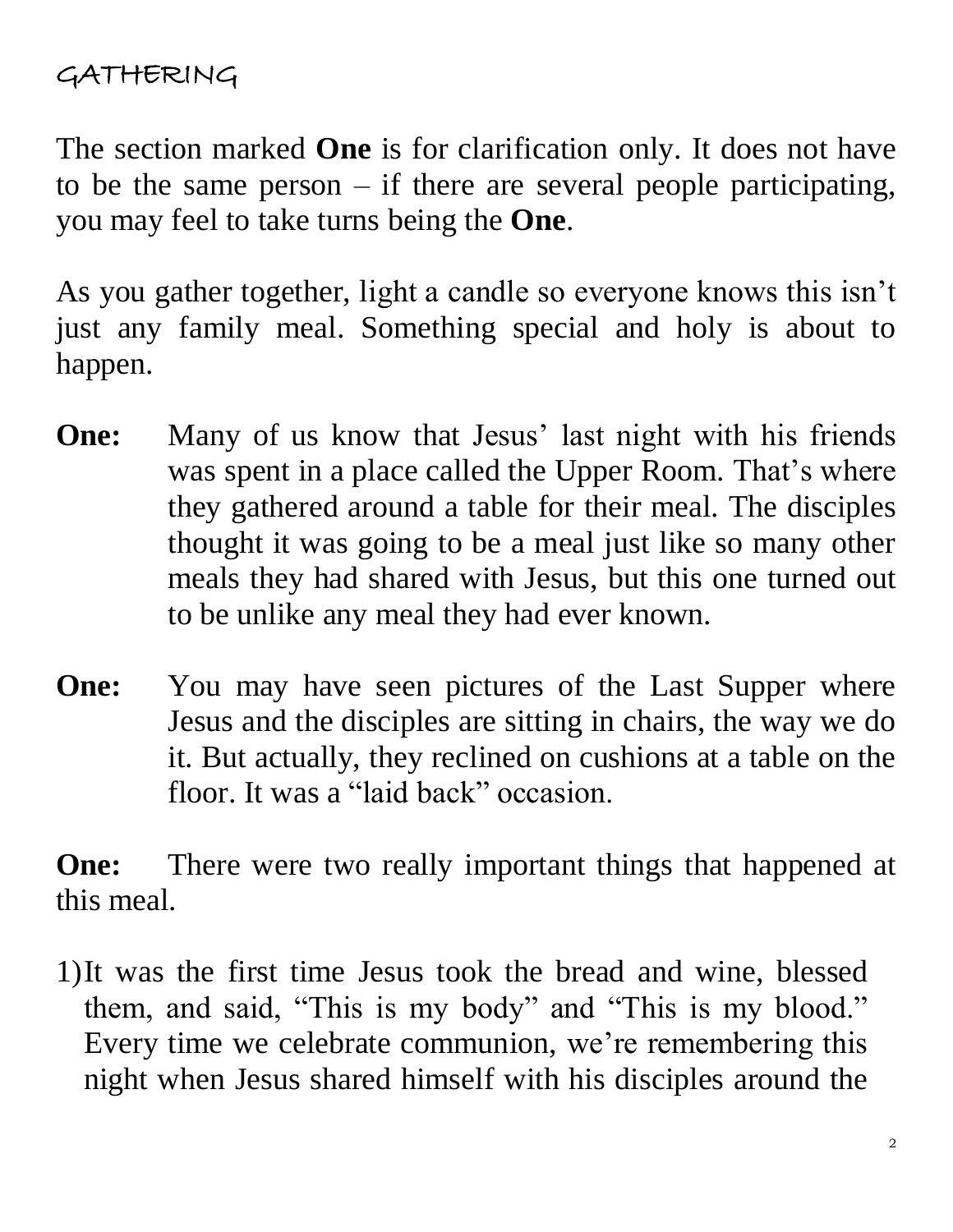# GATHERING

The section marked **One** is for clarification only. It does not have to be the same person – if there are several people participating, you may feel to take turns being the **One**.

As you gather together, light a candle so everyone knows this isn't just any family meal. Something special and holy is about to happen.

**One:** Many of us know that Jesus' last night with his friends was spent in a place called the Upper Room. That's where they gathered around a table for their meal. The disciples thought it was going to be a meal just like so many other meals they had shared with Jesus, but this one turned out to be unlike any meal they had ever known.

**One:** You may have seen pictures of the Last Supper where Jesus and the disciples are sitting in chairs, the way we do it. But actually, they reclined on cushions at a table on the floor. It was a "laid back" occasion.

**One:** There were two really important things that happened at this meal.

1) It was the first time Jesus took the bread and wine, blessed them, and said, "This is my body" and "This is my blood." Every time we celebrate communion, we're remembering this night when Jesus shared himself with his disciples around the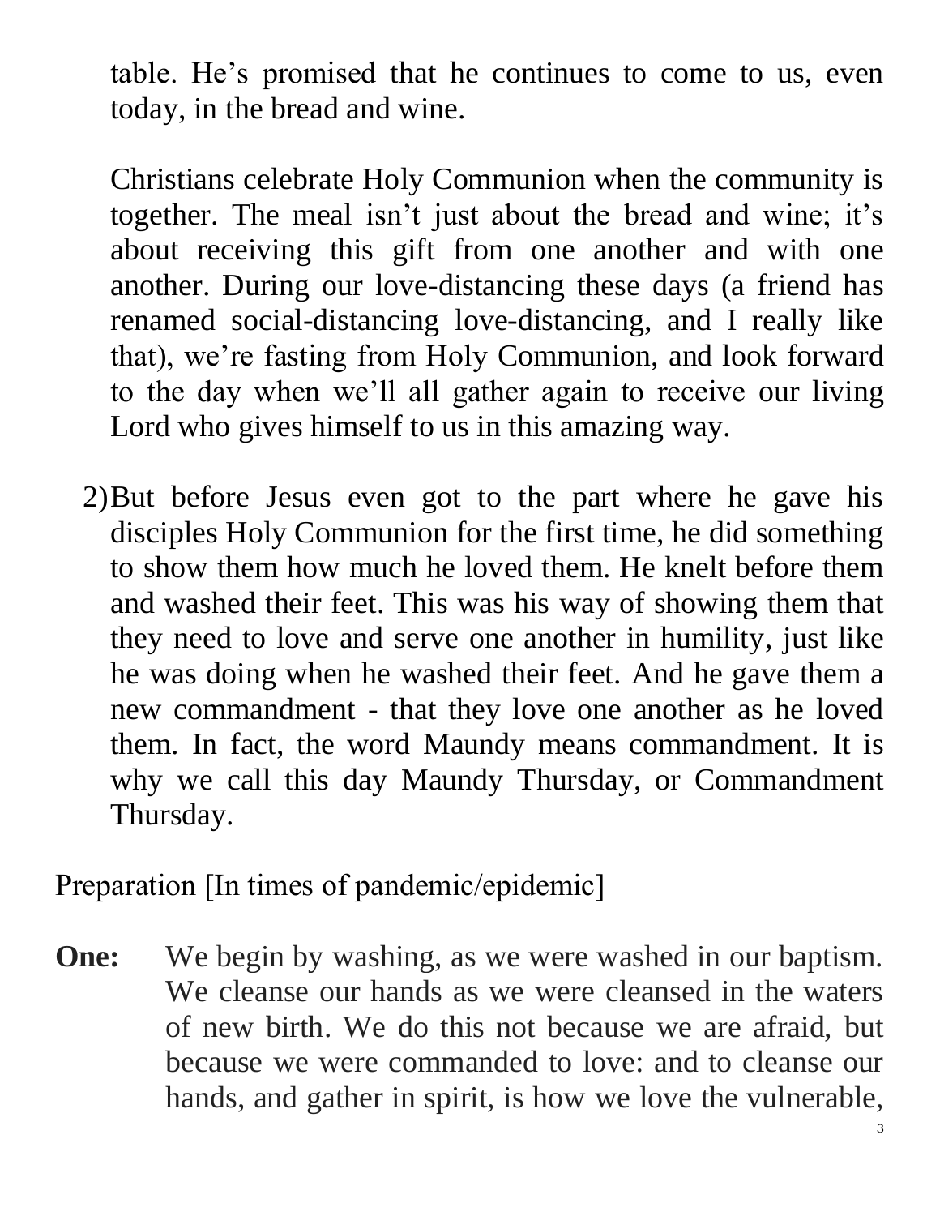table. He's promised that he continues to come to us, even today, in the bread and wine.

Christians celebrate Holy Communion when the community is together. The meal isn't just about the bread and wine; it's about receiving this gift from one another and with one another. During our love-distancing these days (a friend has renamed social-distancing love-distancing, and I really like that), we're fasting from Holy Communion, and look forward to the day when we'll all gather again to receive our living Lord who gives himself to us in this amazing way.

2) But before Jesus even got to the part where he gave his disciples Holy Communion for the first time, he did something to show them how much he loved them. He knelt before them and washed their feet. This was his way of showing them that they need to love and serve one another in humility, just like he was doing when he washed their feet. And he gave them a new commandment - that they love one another as he loved them. In fact, the word Maundy means commandment. It is why we call this day Maundy Thursday, or Commandment Thursday.

Preparation [In times of pandemic/epidemic]

**One:** We begin by washing, as we were washed in our baptism. We cleanse our hands as we were cleansed in the waters of new birth. We do this not because we are afraid, but because we were commanded to love: and to cleanse our hands, and gather in spirit, is how we love the vulnerable,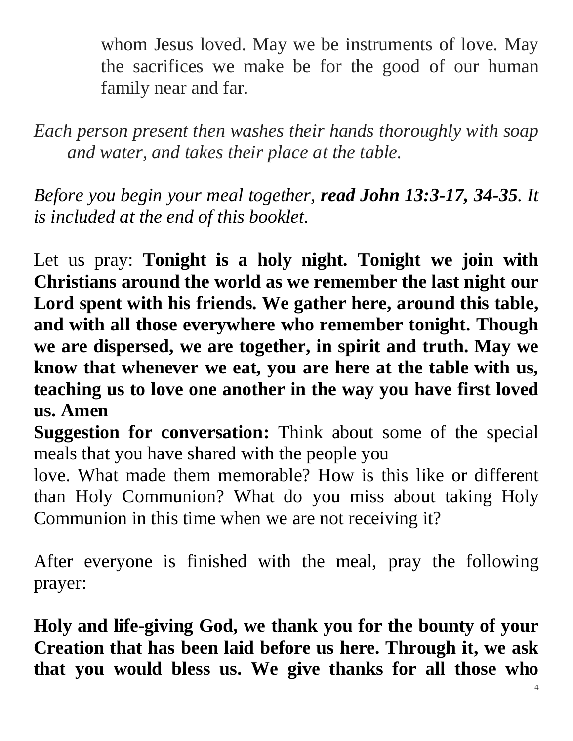whom Jesus loved. May we be instruments of love. May the sacrifices we make be for the good of our human family near and far.

*Each person present then washes their hands thoroughly with soap and water, and takes their place at the table.*

*Before you begin your meal together, **read John 13:3-17, 34-35**. It is included at the end of this booklet.*

Let us pray: **Tonight is a holy night. Tonight we join with Christians around the world as we remember the last night our Lord spent with his friends. We gather here, around this table, and with all those everywhere who remember tonight. Though we are dispersed, we are together, in spirit and truth. May we know that whenever we eat, you are here at the table with us, teaching us to love one another in the way you have first loved us. Amen**

**Suggestion for conversation:** Think about some of the special meals that you have shared with the people you love. What made them memorable? How is this like or different than Holy Communion? What do you miss about taking Holy Communion in this time when we are not receiving it?

After everyone is finished with the meal, pray the following prayer:

**Holy and life-giving God, we thank you for the bounty of your Creation that has been laid before us here. Through it, we ask that you would bless us. We give thanks for all those who**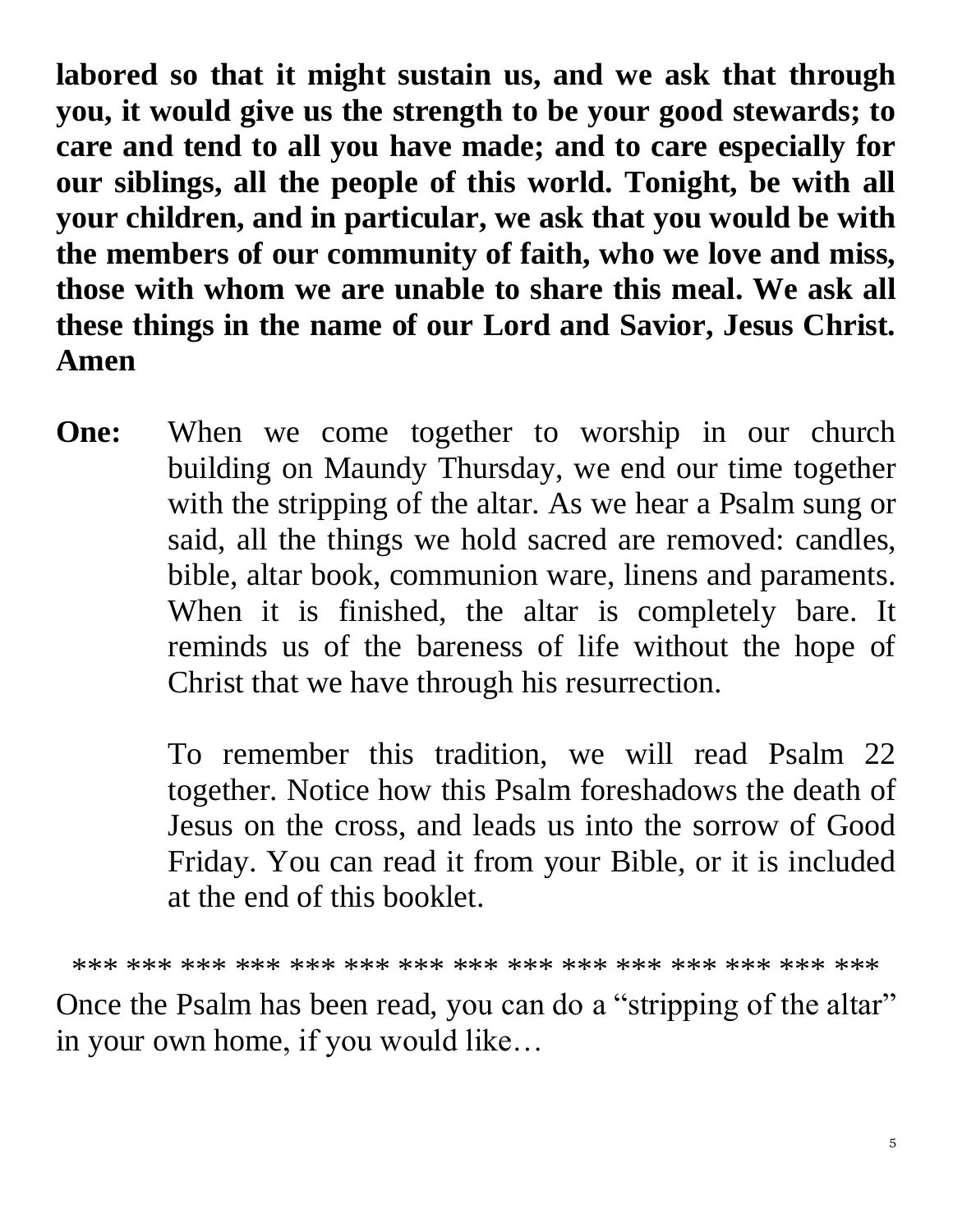**labored so that it might sustain us, and we ask that through you, it would give us the strength to be your good stewards; to care and tend to all you have made; and to care especially for our siblings, all the people of this world. Tonight, be with all your children, and in particular, we ask that you would be with the members of our community of faith, who we love and miss, those with whom we are unable to share this meal. We ask all these things in the name of our Lord and Savior, Jesus Christ. Amen**

**One:** When we come together to worship in our church building on Maundy Thursday, we end our time together with the stripping of the altar. As we hear a Psalm sung or said, all the things we hold sacred are removed: candles, bible, altar book, communion ware, linens and paraments. When it is finished, the altar is completely bare. It reminds us of the bareness of life without the hope of Christ that we have through his resurrection.

To remember this tradition, we will read Psalm 22 together. Notice how this Psalm foreshadows the death of Jesus on the cross, and leads us into the sorrow of Good Friday. You can read it from your Bible, or it is included at the end of this booklet.

*** *** *** *** *** *** *** *** *** *** *** *** *** *** ***

Once the Psalm has been read, you can do a "stripping of the altar" in your own home, if you would like…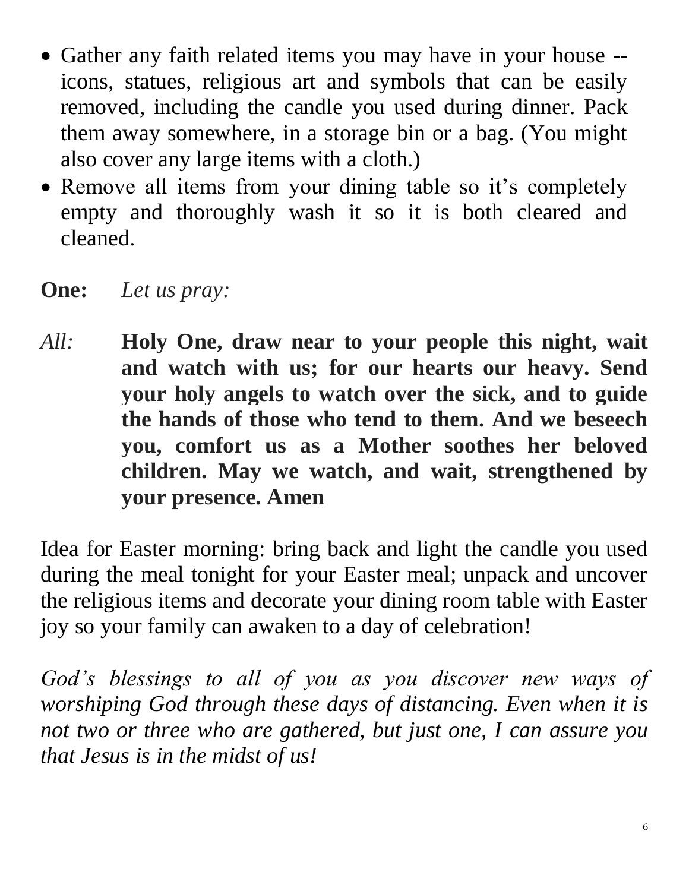- Gather any faith related items you may have in your house -- icons, statues, religious art and symbols that can be easily removed, including the candle you used during dinner. Pack them away somewhere, in a storage bin or a bag. (You might also cover any large items with a cloth.)
- Remove all items from your dining table so it's completely empty and thoroughly wash it so it is both cleared and cleaned.

**One:** *Let us pray:*

*All:* **Holy One, draw near to your people this night, wait and watch with us; for our hearts our heavy. Send your holy angels to watch over the sick, and to guide the hands of those who tend to them. And we beseech you, comfort us as a Mother soothes her beloved children. May we watch, and wait, strengthened by your presence. Amen**

Idea for Easter morning: bring back and light the candle you used during the meal tonight for your Easter meal; unpack and uncover the religious items and decorate your dining room table with Easter joy so your family can awaken to a day of celebration!

*God's blessings to all of you as you discover new ways of worshiping God through these days of distancing. Even when it is not two or three who are gathered, but just one, I can assure you that Jesus is in the midst of us!*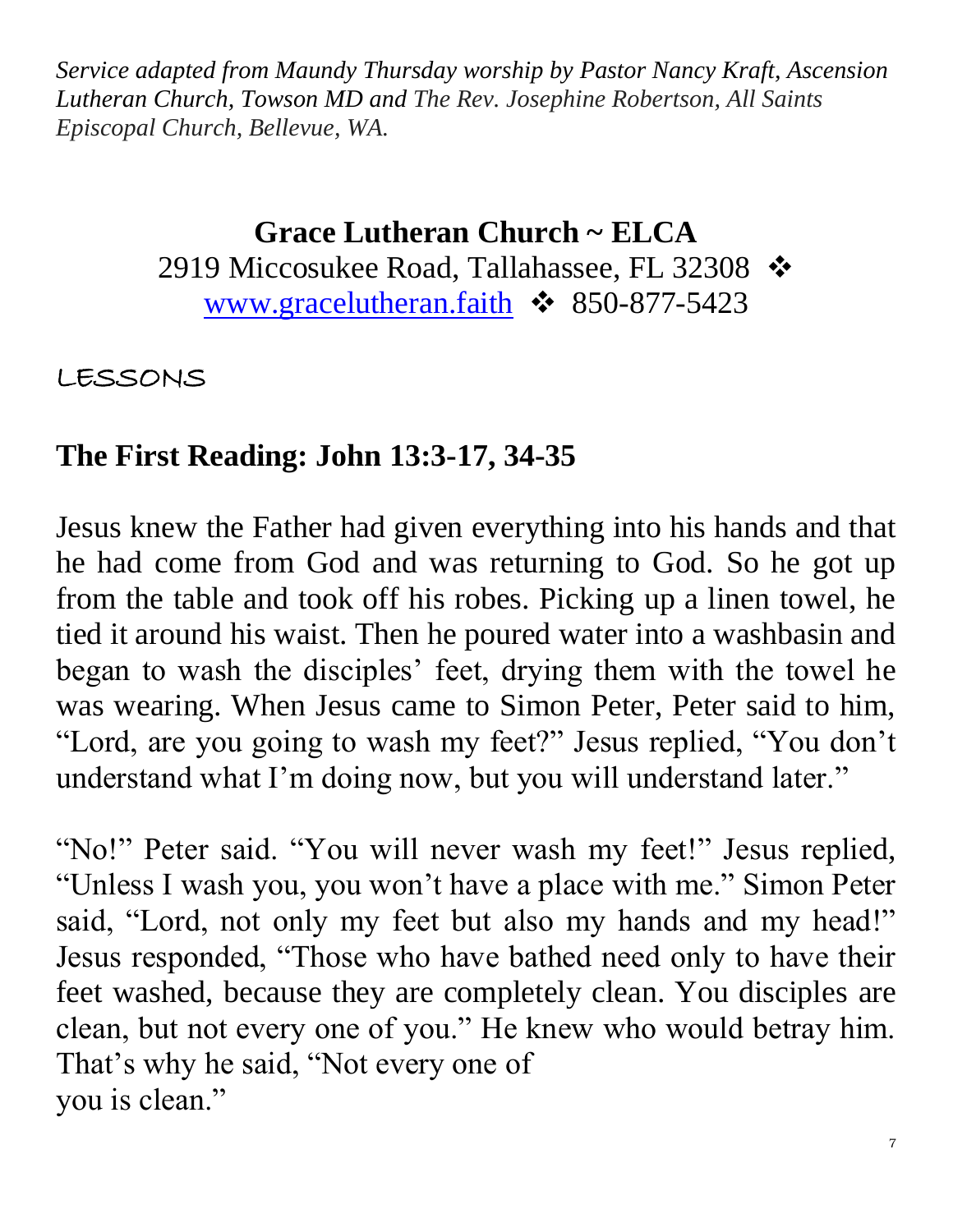*Service adapted from Maundy Thursday worship by Pastor Nancy Kraft, Ascension Lutheran Church, Towson MD and The Rev. Josephine Robertson, All Saints Episcopal Church, Bellevue, WA.*

**Grace Lutheran Church ~ ELCA**
2919 Miccosukee Road, Tallahassee, FL 32308 ❖
[www.gracelutheran.faith](http://www.gracelutheran.faith) ❖ 850-877-5423

LESSONS

## The First Reading: John 13:3-17, 34-35

Jesus knew the Father had given everything into his hands and that he had come from God and was returning to God. So he got up from the table and took off his robes. Picking up a linen towel, he tied it around his waist. Then he poured water into a washbasin and began to wash the disciples' feet, drying them with the towel he was wearing. When Jesus came to Simon Peter, Peter said to him, "Lord, are you going to wash my feet?" Jesus replied, "You don't understand what I'm doing now, but you will understand later."

"No!" Peter said. "You will never wash my feet!" Jesus replied, "Unless I wash you, you won't have a place with me." Simon Peter said, "Lord, not only my feet but also my hands and my head!" Jesus responded, "Those who have bathed need only to have their feet washed, because they are completely clean. You disciples are clean, but not every one of you." He knew who would betray him. That's why he said, "Not every one of you is clean."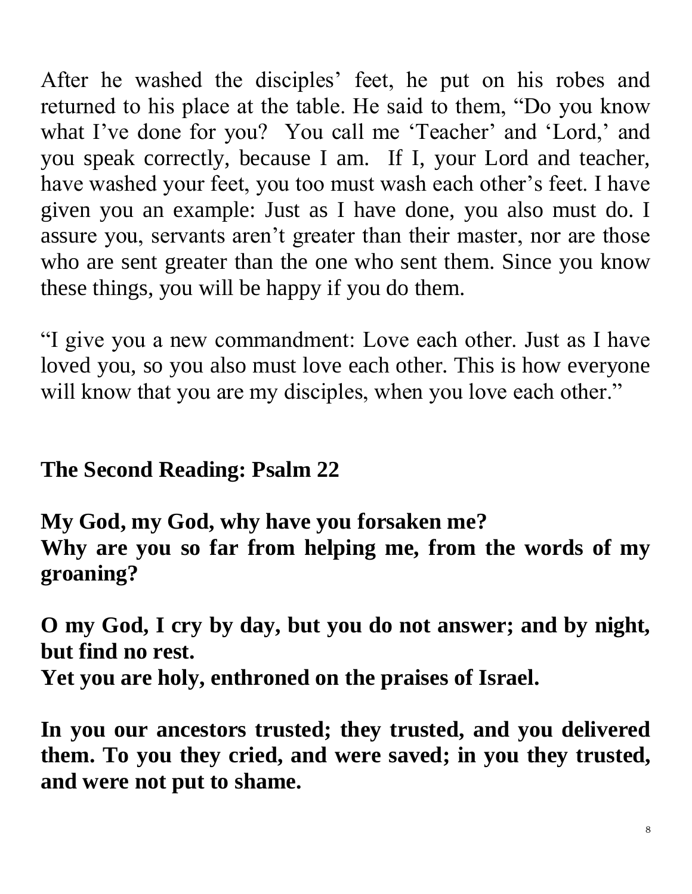After he washed the disciples' feet, he put on his robes and returned to his place at the table. He said to them, "Do you know what I've done for you? You call me 'Teacher' and 'Lord,' and you speak correctly, because I am. If I, your Lord and teacher, have washed your feet, you too must wash each other's feet. I have given you an example: Just as I have done, you also must do. I assure you, servants aren't greater than their master, nor are those who are sent greater than the one who sent them. Since you know these things, you will be happy if you do them.

"I give you a new commandment: Love each other. Just as I have loved you, so you also must love each other. This is how everyone will know that you are my disciples, when you love each other."

**The Second Reading: Psalm 22**

**My God, my God, why have you forsaken me?**
**Why are you so far from helping me, from the words of my groaning?**

**O my God, I cry by day, but you do not answer; and by night, but find no rest.**
**Yet you are holy, enthroned on the praises of Israel.**

**In you our ancestors trusted; they trusted, and you delivered them. To you they cried, and were saved; in you they trusted, and were not put to shame.**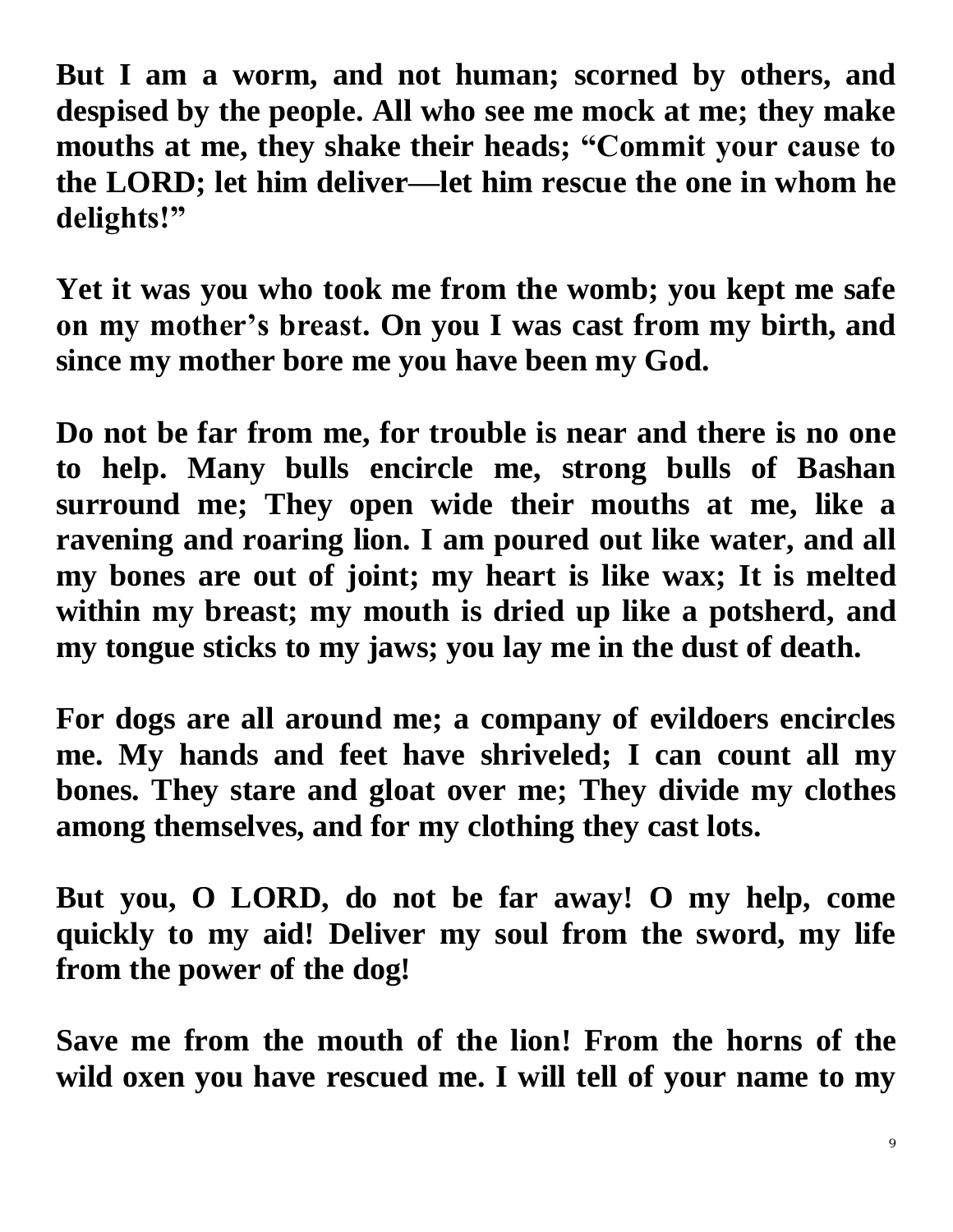**But I am a worm, and not human; scorned by others, and despised by the people. All who see me mock at me; they make mouths at me, they shake their heads; "Commit your cause to the LORD; let him deliver—let him rescue the one in whom he delights!"**

**Yet it was you who took me from the womb; you kept me safe on my mother's breast. On you I was cast from my birth, and since my mother bore me you have been my God.**

**Do not be far from me, for trouble is near and there is no one to help. Many bulls encircle me, strong bulls of Bashan surround me; They open wide their mouths at me, like a ravening and roaring lion. I am poured out like water, and all my bones are out of joint; my heart is like wax; It is melted within my breast; my mouth is dried up like a potsherd, and my tongue sticks to my jaws; you lay me in the dust of death.**

**For dogs are all around me; a company of evildoers encircles me. My hands and feet have shriveled; I can count all my bones. They stare and gloat over me; They divide my clothes among themselves, and for my clothing they cast lots.**

**But you, O LORD, do not be far away! O my help, come quickly to my aid! Deliver my soul from the sword, my life from the power of the dog!**

**Save me from the mouth of the lion! From the horns of the wild oxen you have rescued me. I will tell of your name to my**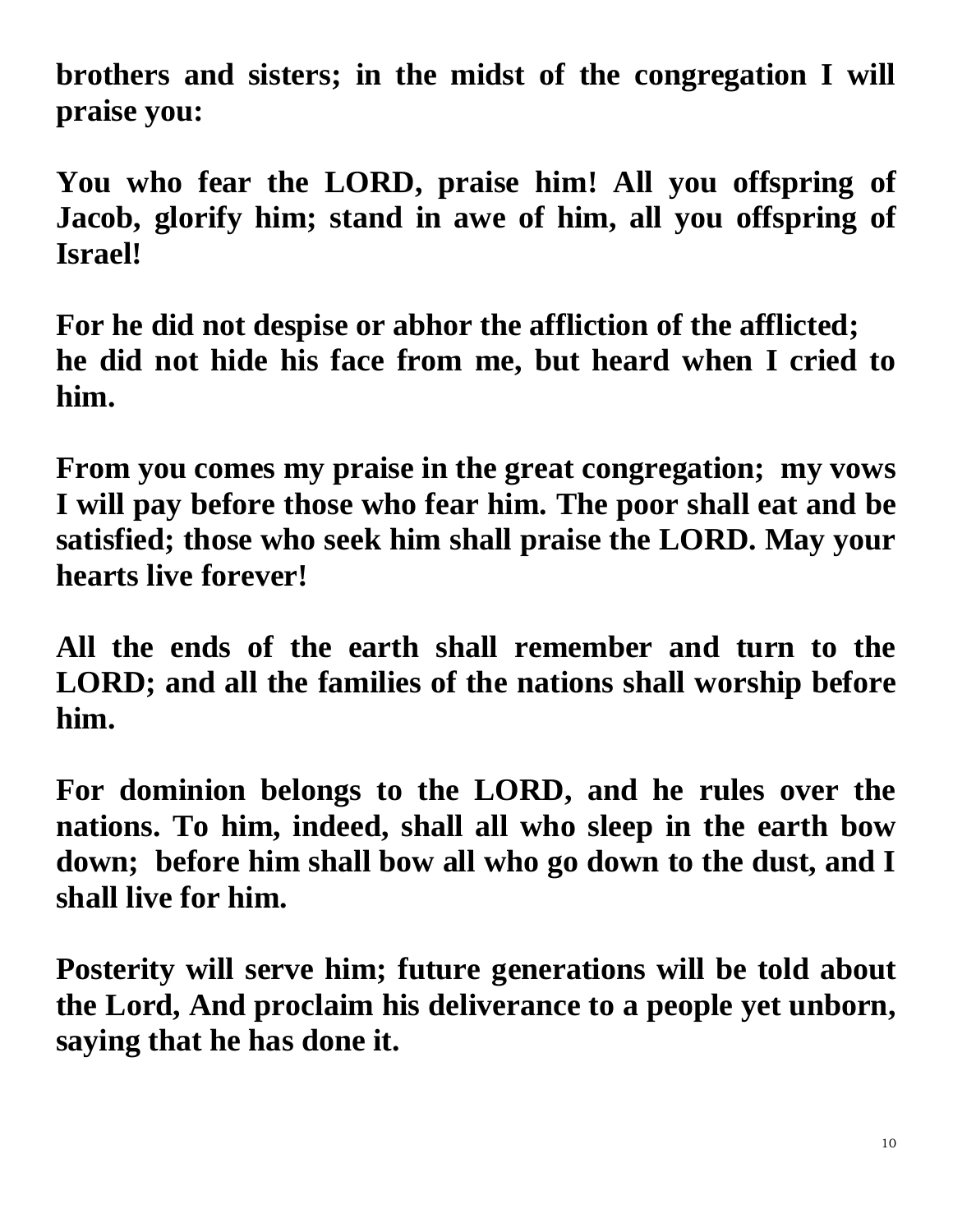**brothers and sisters; in the midst of the congregation I will praise you:**

**You who fear the LORD, praise him! All you offspring of Jacob, glorify him; stand in awe of him, all you offspring of Israel!**

**For he did not despise or abhor the affliction of the afflicted; he did not hide his face from me, but heard when I cried to him.**

**From you comes my praise in the great congregation; my vows I will pay before those who fear him. The poor shall eat and be satisfied; those who seek him shall praise the LORD. May your hearts live forever!**

**All the ends of the earth shall remember and turn to the LORD; and all the families of the nations shall worship before him.**

**For dominion belongs to the LORD, and he rules over the nations. To him, indeed, shall all who sleep in the earth bow down; before him shall bow all who go down to the dust, and I shall live for him.**

**Posterity will serve him; future generations will be told about the Lord, And proclaim his deliverance to a people yet unborn, saying that he has done it.**